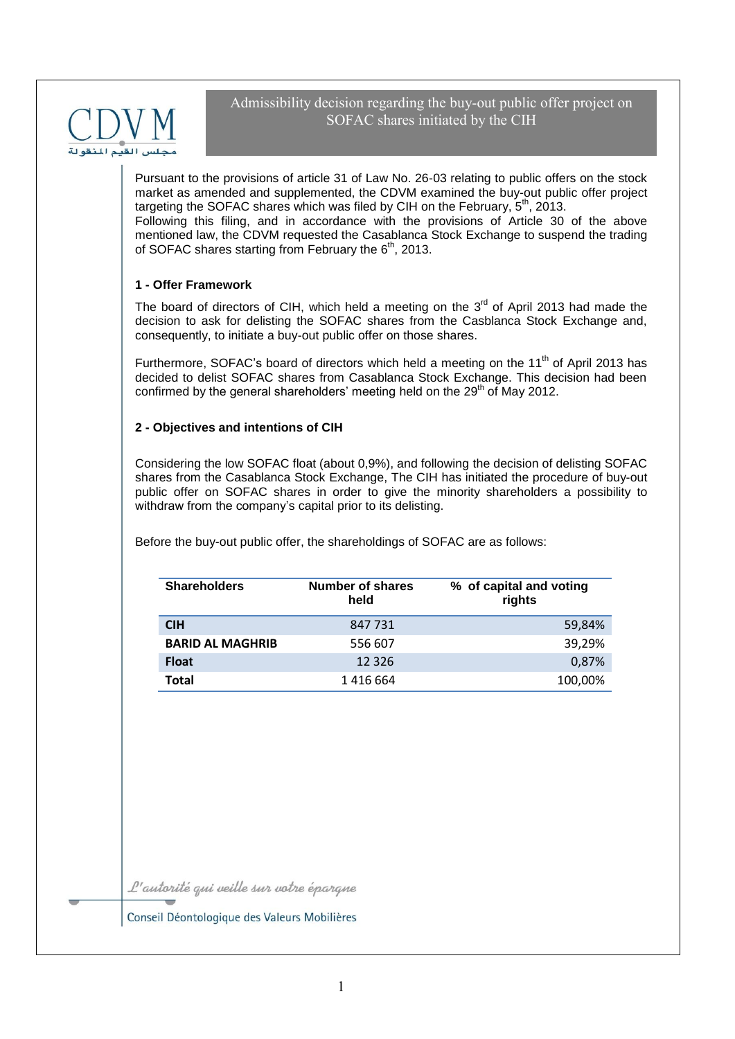# Admissibility decision regarding the buy-out public offer project on SOFAC shares initiated by the CIH

Pursuant to the provisions of article 31 of Law No. 26-03 relating to public offers on the stock market as amended and supplemented, the CDVM examined the buy-out public offer project targeting the SOFAC shares which was filed by CIH on the February, 5th, 2013.
Following this filing, and in accordance with the provisions of Article 30 of the above mentioned law, the CDVM requested the Casablanca Stock Exchange to suspend the trading of SOFAC shares starting from February the 6th, 2013.

## 1 - Offer Framework

The board of directors of CIH, which held a meeting on the 3rd of April 2013 had made the decision to ask for delisting the SOFAC shares from the Casblanca Stock Exchange and, consequently, to initiate a buy-out public offer on those shares.

Furthermore, SOFAC's board of directors which held a meeting on the 11th of April 2013 has decided to delist SOFAC shares from Casablanca Stock Exchange. This decision had been confirmed by the general shareholders' meeting held on the 29th of May 2012.

## 2 - Objectives and intentions of CIH

Considering the low SOFAC float (about 0,9%), and following the decision of delisting SOFAC shares from the Casablanca Stock Exchange, The CIH has initiated the procedure of buy-out public offer on SOFAC shares in order to give the minority shareholders a possibility to withdraw from the company's capital prior to its delisting.

Before the buy-out public offer, the shareholdings of SOFAC are as follows:

| Shareholders | Number of shares held | % of capital and voting rights |
|---|---|---|
| **CIH** | 847 731 | 59,84% |
| **BARID AL MAGHRIB** | 556 607 | 39,29% |
| **Float** | 12 326 | 0,87% |
| **Total** | 1 416 664 | 100,00% |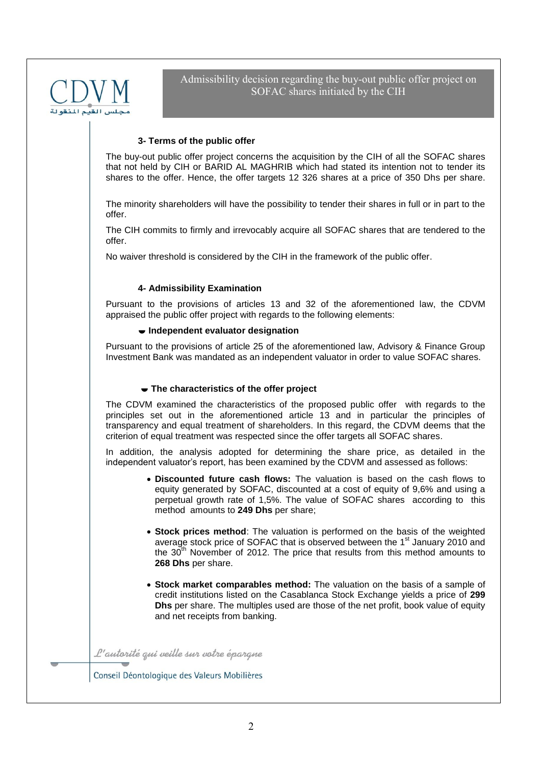### 3- Terms of the public offer

The buy-out public offer project concerns the acquisition by the CIH of all the SOFAC shares that not held by CIH or BARID AL MAGHRIB which had stated its intention not to tender its shares to the offer. Hence, the offer targets 12 326 shares at a price of 350 Dhs per share.

The minority shareholders will have the possibility to tender their shares in full or in part to the offer.

The CIH commits to firmly and irrevocably acquire all SOFAC shares that are tendered to the offer.

No waiver threshold is considered by the CIH in the framework of the public offer.

### 4- Admissibility Examination

Pursuant to the provisions of articles 13 and 32 of the aforementioned law, the CDVM appraised the public offer project with regards to the following elements:

- **Independent evaluator designation**

Pursuant to the provisions of article 25 of the aforementioned law, Advisory & Finance Group Investment Bank was mandated as an independent valuator in order to value SOFAC shares.

- **The characteristics of the offer project**

The CDVM examined the characteristics of the proposed public offer with regards to the principles set out in the aforementioned article 13 and in particular the principles of transparency and equal treatment of shareholders. In this regard, the CDVM deems that the criterion of equal treatment was respected since the offer targets all SOFAC shares.

In addition, the analysis adopted for determining the share price, as detailed in the independent valuator's report, has been examined by the CDVM and assessed as follows:

- **Discounted future cash flows:** The valuation is based on the cash flows to equity generated by SOFAC, discounted at a cost of equity of 9,6% and using a perpetual growth rate of 1,5%. The value of SOFAC shares according to this method amounts to **249 Dhs** per share;

- **Stock prices method**: The valuation is performed on the basis of the weighted average stock price of SOFAC that is observed between the 1st January 2010 and the 30th November of 2012. The price that results from this method amounts to **268 Dhs** per share.

- **Stock market comparables method:** The valuation on the basis of a sample of credit institutions listed on the Casablanca Stock Exchange yields a price of **299 Dhs** per share. The multiples used are those of the net profit, book value of equity and net receipts from banking.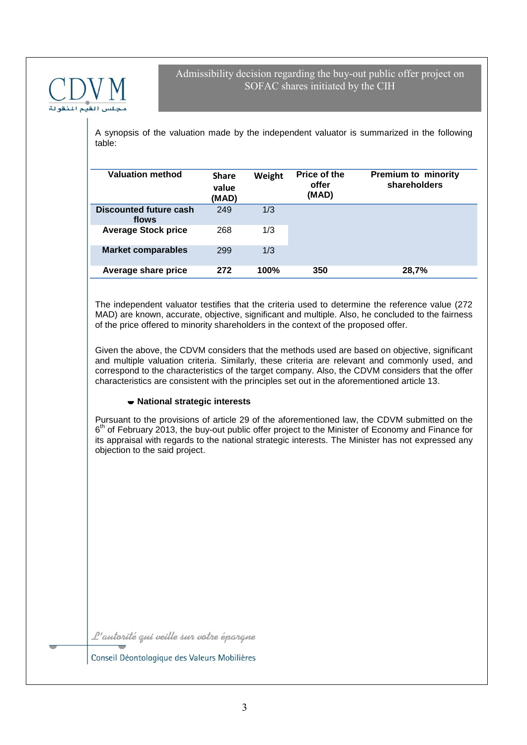A synopsis of the valuation made by the independent valuator is summarized in the following table:

| Valuation method | Share value (MAD) | Weight | Price of the offer (MAD) | Premium to minority shareholders |
|---|---|---|---|---|
| **Discounted future cash flows** | 249 | 1/3 | | |
| **Average Stock price** | 268 | 1/3 | | |
| **Market comparables** | 299 | 1/3 | | |
| **Average share price** | **272** | **100%** | **350** | **28,7%** |

The independent valuator testifies that the criteria used to determine the reference value (272 MAD) are known, accurate, objective, significant and multiple. Also, he concluded to the fairness of the price offered to minority shareholders in the context of the proposed offer.

Given the above, the CDVM considers that the methods used are based on objective, significant and multiple valuation criteria. Similarly, these criteria are relevant and commonly used, and correspond to the characteristics of the target company. Also, the CDVM considers that the offer characteristics are consistent with the principles set out in the aforementioned article 13.

- **National strategic interests**

Pursuant to the provisions of article 29 of the aforementioned law, the CDVM submitted on the 6th of February 2013, the buy-out public offer project to the Minister of Economy and Finance for its appraisal with regards to the national strategic interests. The Minister has not expressed any objection to the said project.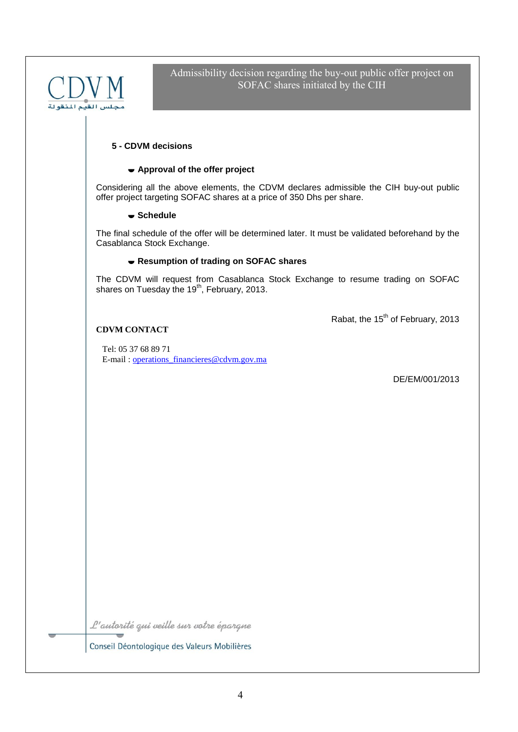## 5 - CDVM decisions

- **Approval of the offer project**

Considering all the above elements, the CDVM declares admissible the CIH buy-out public offer project targeting SOFAC shares at a price of 350 Dhs per share.

- **Schedule**

The final schedule of the offer will be determined later. It must be validated beforehand by the Casablanca Stock Exchange.

- **Resumption of trading on SOFAC shares**

The CDVM will request from Casablanca Stock Exchange to resume trading on SOFAC shares on Tuesday the 19th, February, 2013.

Rabat, the 15th of February, 2013

**CDVM CONTACT**

Tel: 05 37 68 89 71
E-mail : operations_financieres@cdvm.gov.ma

DE/EM/001/2013